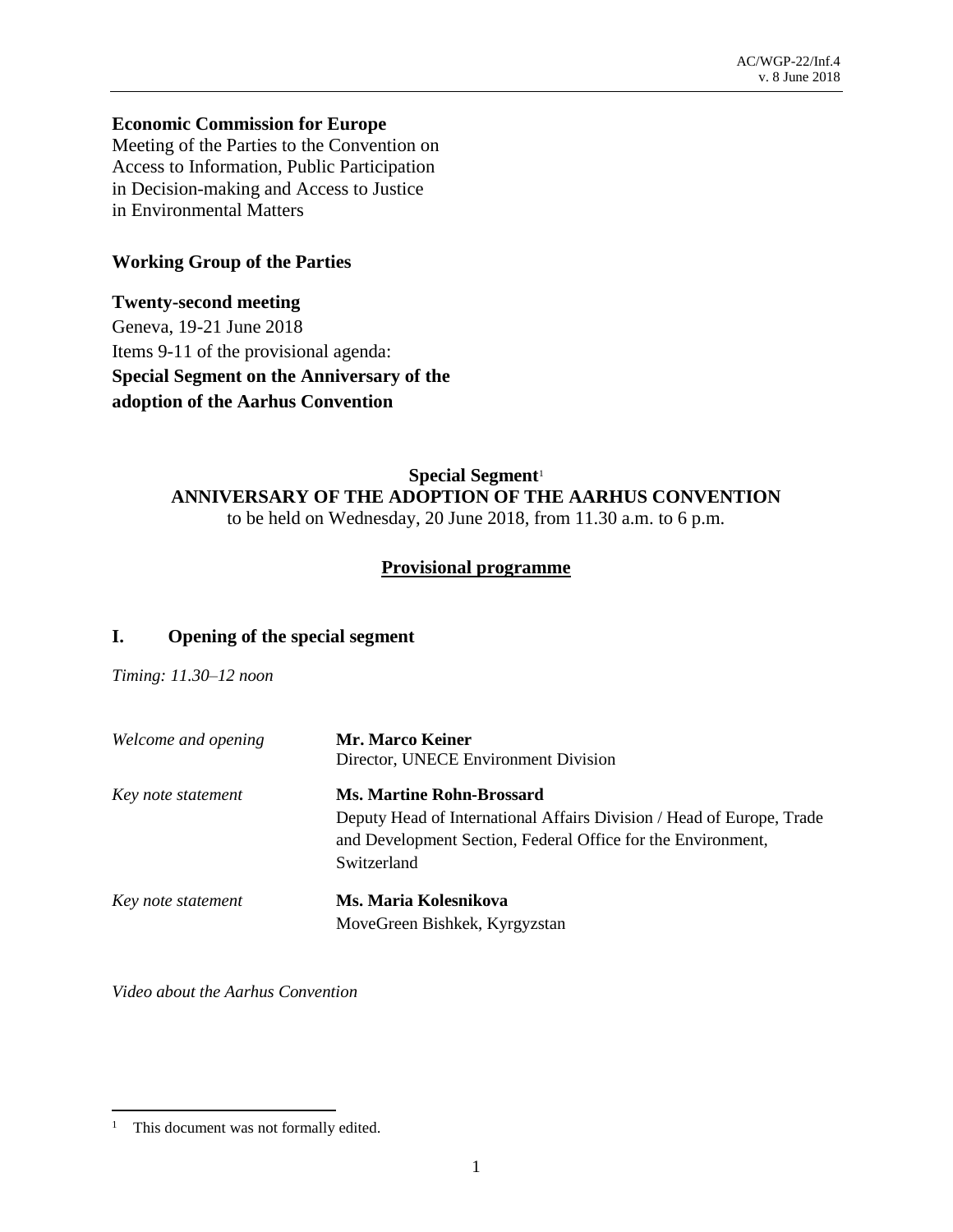AC/WGP-22/Inf.4
v. 8 June 2018

**Economic Commission for Europe**

Meeting of the Parties to the Convention on Access to Information, Public Participation in Decision-making and Access to Justice in Environmental Matters

**Working Group of the Parties**

**Twenty-second meeting**

Geneva, 19-21 June 2018

Items 9-11 of the provisional agenda:

**Special Segment on the Anniversary of the adoption of the Aarhus Convention**

## Special Segment[1]
## ANNIVERSARY OF THE ADOPTION OF THE AARHUS CONVENTION

to be held on Wednesday, 20 June 2018, from 11.30 a.m. to 6 p.m.

### Provisional programme

## I. Opening of the special segment

*Timing: 11.30–12 noon*

| | |
|---|---|
| *Welcome and opening* | **Mr. Marco Keiner**<br>Director, UNECE Environment Division |
| *Key note statement* | **Ms. Martine Rohn-Brossard**<br>Deputy Head of International Affairs Division / Head of Europe, Trade and Development Section, Federal Office for the Environment, Switzerland |
| *Key note statement* | **Ms. Maria Kolesnikova**<br>MoveGreen Bishkek, Kyrgyzstan |

*Video about the Aarhus Convention*

[1] This document was not formally edited.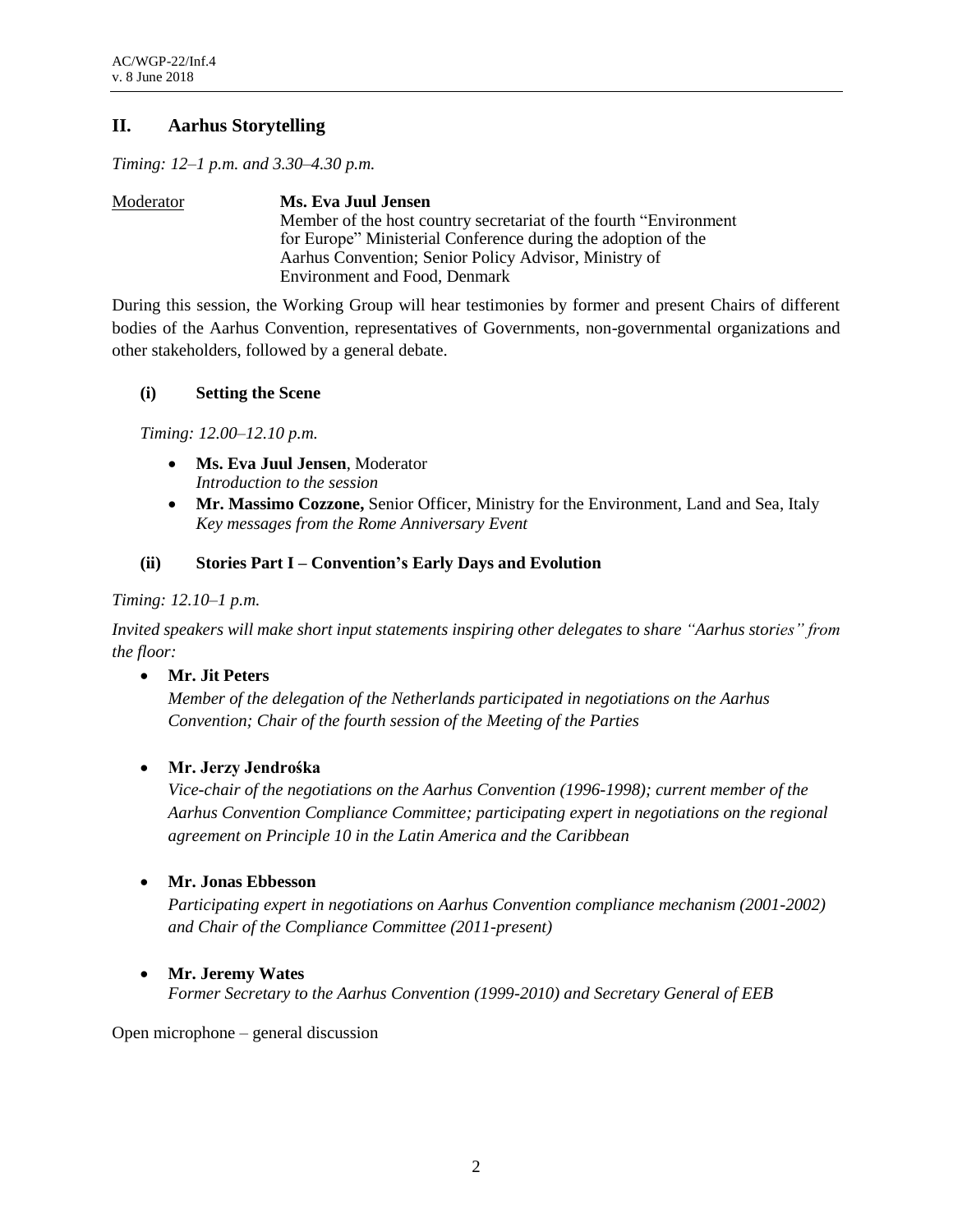## II. Aarhus Storytelling

*Timing: 12–1 p.m. and 3.30–4.30 p.m.*

Moderator **Ms. Eva Juul Jensen**
Member of the host country secretariat of the fourth "Environment for Europe" Ministerial Conference during the adoption of the Aarhus Convention; Senior Policy Advisor, Ministry of Environment and Food, Denmark

During this session, the Working Group will hear testimonies by former and present Chairs of different bodies of the Aarhus Convention, representatives of Governments, non-governmental organizations and other stakeholders, followed by a general debate.

### (i) Setting the Scene

*Timing: 12.00–12.10 p.m.*

- **Ms. Eva Juul Jensen**, Moderator
  *Introduction to the session*
- **Mr. Massimo Cozzone,** Senior Officer, Ministry for the Environment, Land and Sea, Italy
  *Key messages from the Rome Anniversary Event*

### (ii) Stories Part I – Convention's Early Days and Evolution

*Timing: 12.10–1 p.m.*

*Invited speakers will make short input statements inspiring other delegates to share "Aarhus stories" from the floor:*

- **Mr. Jit Peters**
  *Member of the delegation of the Netherlands participated in negotiations on the Aarhus Convention; Chair of the fourth session of the Meeting of the Parties*

- **Mr. Jerzy Jendrośka**
  *Vice-chair of the negotiations on the Aarhus Convention (1996-1998); current member of the Aarhus Convention Compliance Committee; participating expert in negotiations on the regional agreement on Principle 10 in the Latin America and the Caribbean*

- **Mr. Jonas Ebbesson**
  *Participating expert in negotiations on Aarhus Convention compliance mechanism (2001-2002) and Chair of the Compliance Committee (2011-present)*

- **Mr. Jeremy Wates**
  *Former Secretary to the Aarhus Convention (1999-2010) and Secretary General of EEB*

Open microphone – general discussion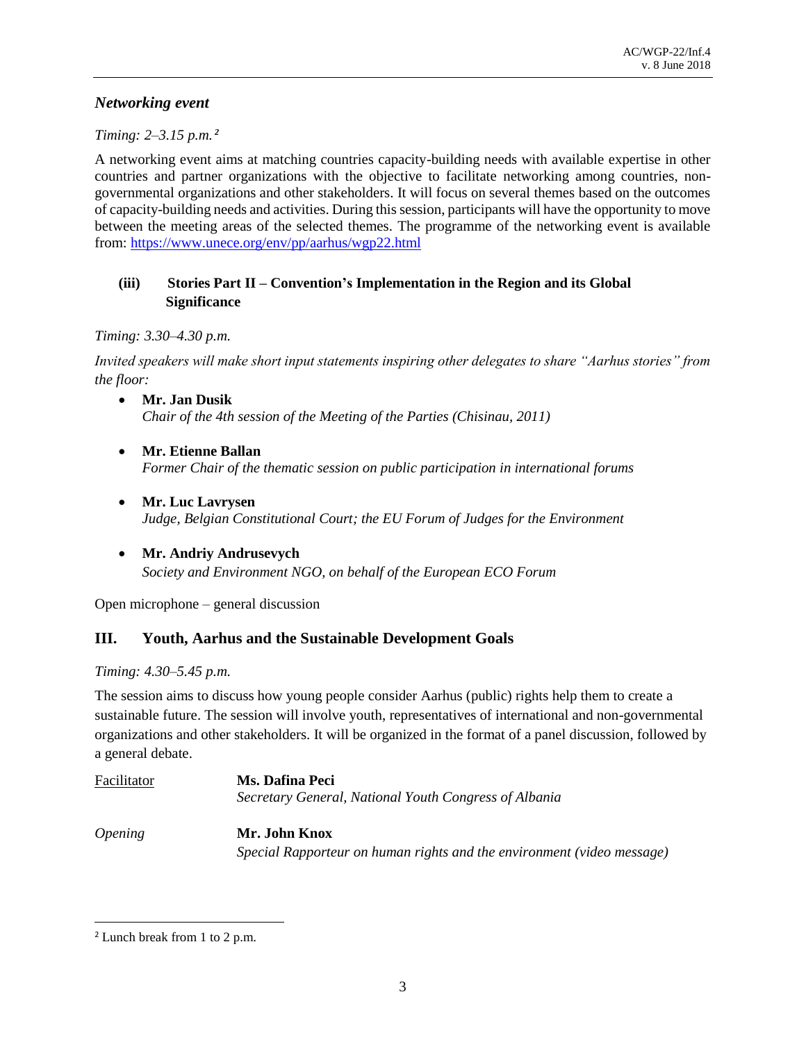### *Networking event*

*Timing: 2–3.15 p.m.* [2]

A networking event aims at matching countries capacity-building needs with available expertise in other countries and partner organizations with the objective to facilitate networking among countries, non-governmental organizations and other stakeholders. It will focus on several themes based on the outcomes of capacity-building needs and activities. During this session, participants will have the opportunity to move between the meeting areas of the selected themes. The programme of the networking event is available from: https://www.unece.org/env/pp/aarhus/wgp22.html

#### (iii) Stories Part II – Convention's Implementation in the Region and its Global Significance

*Timing: 3.30–4.30 p.m.*

*Invited speakers will make short input statements inspiring other delegates to share "Aarhus stories" from the floor:*

- **Mr. Jan Dusik**
  *Chair of the 4th session of the Meeting of the Parties (Chisinau, 2011)*

- **Mr. Etienne Ballan**
  *Former Chair of the thematic session on public participation in international forums*

- **Mr. Luc Lavrysen**
  *Judge, Belgian Constitutional Court; the EU Forum of Judges for the Environment*

- **Mr. Andriy Andrusevych**
  *Society and Environment NGO, on behalf of the European ECO Forum*

Open microphone – general discussion

## III. Youth, Aarhus and the Sustainable Development Goals

*Timing: 4.30–5.45 p.m.*

The session aims to discuss how young people consider Aarhus (public) rights help them to create a sustainable future. The session will involve youth, representatives of international and non-governmental organizations and other stakeholders. It will be organized in the format of a panel discussion, followed by a general debate.

Facilitator — **Ms. Dafina Peci**
*Secretary General, National Youth Congress of Albania*

*Opening* — **Mr. John Knox**
*Special Rapporteur on human rights and the environment (video message)*

---

[2] Lunch break from 1 to 2 p.m.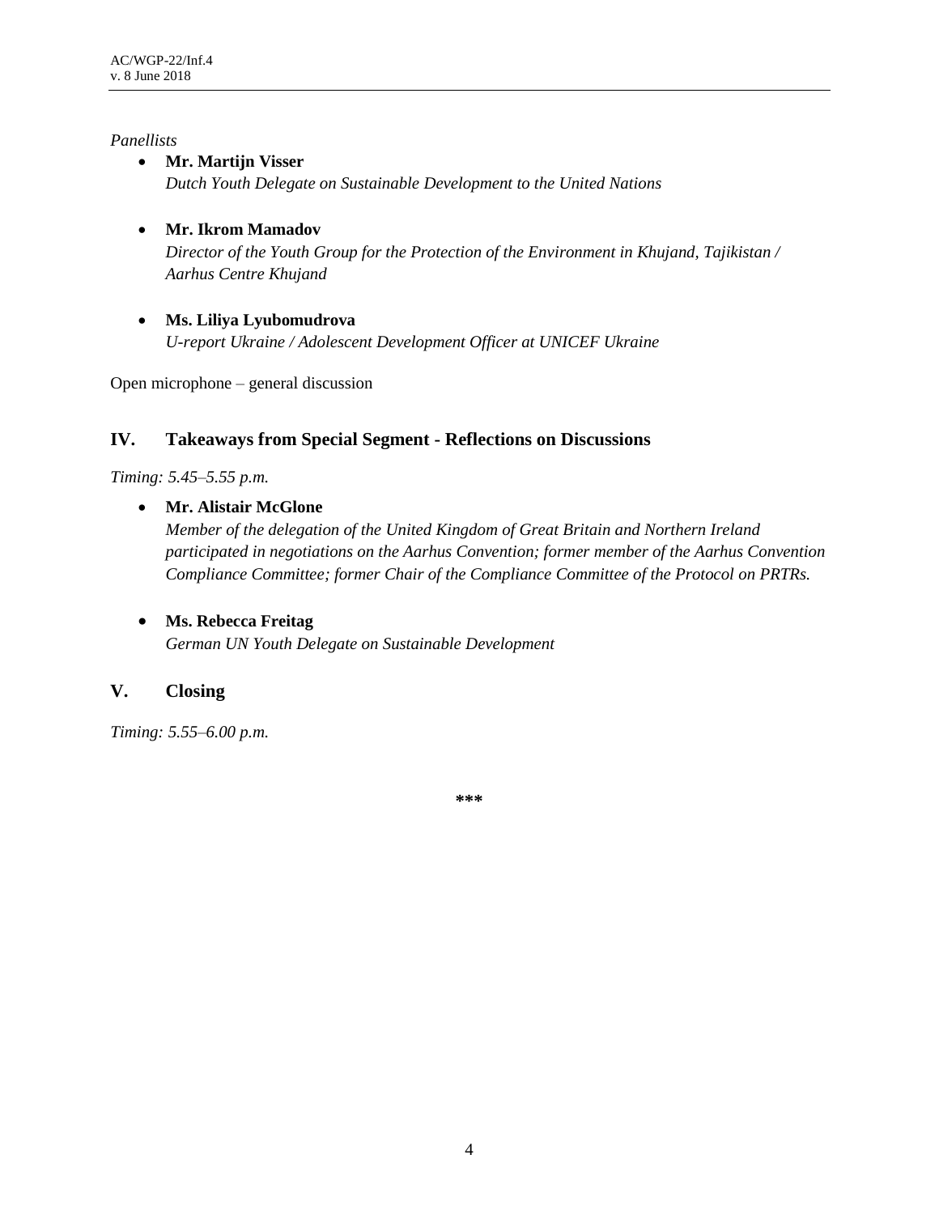*Panellists*

- **Mr. Martijn Visser**
  *Dutch Youth Delegate on Sustainable Development to the United Nations*

- **Mr. Ikrom Mamadov**
  *Director of the Youth Group for the Protection of the Environment in Khujand, Tajikistan / Aarhus Centre Khujand*

- **Ms. Liliya Lyubomudrova**
  *U-report Ukraine / Adolescent Development Officer at UNICEF Ukraine*

Open microphone – general discussion

## IV. Takeaways from Special Segment - Reflections on Discussions

*Timing: 5.45–5.55 p.m.*

- **Mr. Alistair McGlone**
  *Member of the delegation of the United Kingdom of Great Britain and Northern Ireland participated in negotiations on the Aarhus Convention; former member of the Aarhus Convention Compliance Committee; former Chair of the Compliance Committee of the Protocol on PRTRs.*

- **Ms. Rebecca Freitag**
  *German UN Youth Delegate on Sustainable Development*

## V. Closing

*Timing: 5.55–6.00 p.m.*

***